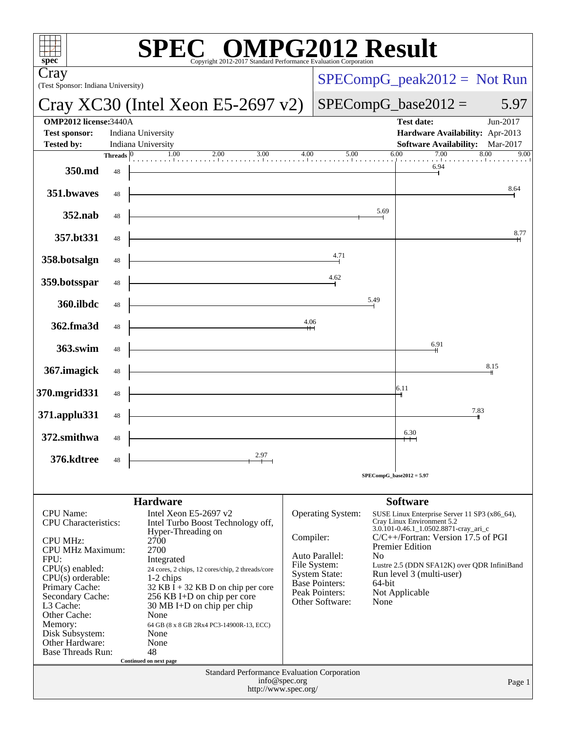# SPEC OMPG2012 Result

Copyright 2012-2017 Standard Performance Evaluation Corporation

**Cray**
(Test Sponsor: Indiana University)

**Cray XC30 (Intel Xeon E5-2697 v2)**

SPECompG_peak2012 = Not Run

SPECompG_base2012 = 5.97

| | | | |
|---|---|---|---|
| **OMP2012 license:** | 3440A | **Test date:** | Jun-2017 |
| **Test sponsor:** | Indiana University | **Hardware Availability:** | Apr-2013 |
| **Tested by:** | Indiana University | **Software Availability:** | Mar-2017 |

| Benchmark | Threads | Base Ratio |
|---|---|---|
| 350.md | 48 | 6.94 |
| 351.bwaves | 48 | 8.64 |
| 352.nab | 48 | 5.69 |
| 357.bt331 | 48 | 8.77 |
| 358.botsalgn | 48 | 4.71 |
| 359.botsspar | 48 | 4.62 |
| 360.ilbdc | 48 | 5.49 |
| 362.fma3d | 48 | 4.06 |
| 363.swim | 48 | 6.91 |
| 367.imagick | 48 | 8.15 |
| 370.mgrid331 | 48 | 6.11 |
| 371.applu331 | 48 | 7.83 |
| 372.smithwa | 48 | 6.30 |
| 376.kdtree | 48 | 2.97 |

SPECompG_base2012 = 5.97

## Hardware

| | |
|---|---|
| CPU Name: | Intel Xeon E5-2697 v2 |
| CPU Characteristics: | Intel Turbo Boost Technology off, Hyper-Threading on |
| CPU MHz: | 2700 |
| CPU MHz Maximum: | 2700 |
| FPU: | Integrated |
| CPU(s) enabled: | 24 cores, 2 chips, 12 cores/chip, 2 threads/core |
| CPU(s) orderable: | 1-2 chips |
| Primary Cache: | 32 KB I + 32 KB D on chip per core |
| Secondary Cache: | 256 KB I+D on chip per core |
| L3 Cache: | 30 MB I+D on chip per chip |
| Other Cache: | None |
| Memory: | 64 GB (8 x 8 GB 2Rx4 PC3-14900R-13, ECC) |
| Disk Subsystem: | None |
| Other Hardware: | None |
| Base Threads Run: | 48 |

Continued on next page

## Software

| | |
|---|---|
| Operating System: | SUSE Linux Enterprise Server 11 SP3 (x86_64), Cray Linux Environment 5.2 3.0.101-0.46.1_1.0502.8871-cray_ari_c |
| Compiler: | C/C++/Fortran: Version 17.5 of PGI Premier Edition |
| Auto Parallel: | No |
| File System: | Lustre 2.5 (DDN SFA12K) over QDR InfiniBand |
| System State: | Run level 3 (multi-user) |
| Base Pointers: | 64-bit |
| Peak Pointers: | Not Applicable |
| Other Software: | None |

Standard Performance Evaluation Corporation
info@spec.org
http://www.spec.org/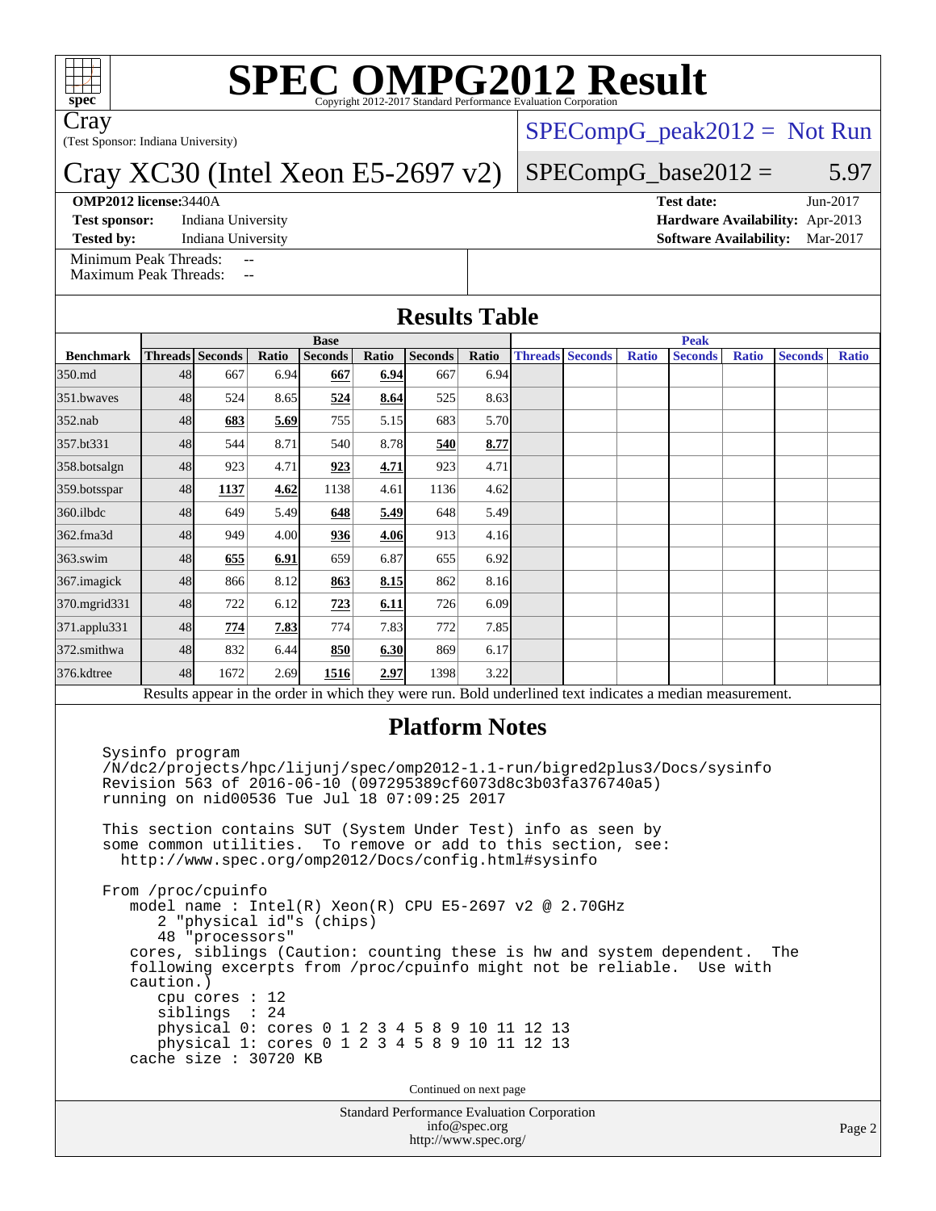# SPEC OMPG2012 Result

Copyright 2012-2017 Standard Performance Evaluation Corporation

**Cray**

(Test Sponsor: Indiana University)

## Cray XC30 (Intel Xeon E5-2697 v2)

SPECompG_peak2012 = Not Run

SPECompG_base2012 = 5.97

**OMP2012 license:** 3440A | **Test date:** Jun-2017
**Test sponsor:** Indiana University | **Hardware Availability:** Apr-2013
**Tested by:** Indiana University | **Software Availability:** Mar-2017

Minimum Peak Threads: --
Maximum Peak Threads: --

## Results Table

| Benchmark | Base | | | | | | | Peak | | | | | | |
|---|---|---|---|---|---|---|---|---|---|---|---|---|---|---|
| | Threads | Seconds | Ratio | Seconds | Ratio | Seconds | Ratio | Threads | Seconds | Ratio | Seconds | Ratio | Seconds | Ratio |
| 350.md | 48 | 667 | 6.94 | **667** | **6.94** | 667 | 6.94 | | | | | | | |
| 351.bwaves | 48 | 524 | 8.65 | **524** | **8.64** | 525 | 8.63 | | | | | | | |
| 352.nab | 48 | **683** | **5.69** | 755 | 5.15 | 683 | 5.70 | | | | | | | |
| 357.bt331 | 48 | 544 | 8.71 | 540 | 8.78 | **540** | **8.77** | | | | | | | |
| 358.botsalgn | 48 | 923 | 4.71 | **923** | **4.71** | 923 | 4.71 | | | | | | | |
| 359.botsspar | 48 | **1137** | **4.62** | 1138 | 4.61 | 1136 | 4.62 | | | | | | | |
| 360.ilbdc | 48 | 649 | 5.49 | **648** | **5.49** | 648 | 5.49 | | | | | | | |
| 362.fma3d | 48 | 949 | 4.00 | **936** | **4.06** | 913 | 4.16 | | | | | | | |
| 363.swim | 48 | **655** | **6.91** | 659 | 6.87 | 655 | 6.92 | | | | | | | |
| 367.imagick | 48 | 866 | 8.12 | **863** | **8.15** | 862 | 8.16 | | | | | | | |
| 370.mgrid331 | 48 | 722 | 6.12 | **723** | **6.11** | 726 | 6.09 | | | | | | | |
| 371.applu331 | 48 | **774** | **7.83** | 774 | 7.83 | 772 | 7.85 | | | | | | | |
| 372.smithwa | 48 | 832 | 6.44 | **850** | **6.30** | 869 | 6.17 | | | | | | | |
| 376.kdtree | 48 | 1672 | 2.69 | **1516** | **2.97** | 1398 | 3.22 | | | | | | | |

Results appear in the order in which they were run. Bold underlined text indicates a median measurement.

## Platform Notes

```
Sysinfo program
/N/dc2/projects/hpc/lijunj/spec/omp2012-1.1-run/bigred2plus3/Docs/sysinfo
Revision 563 of 2016-06-10 (097295389cf6073d8c3b03fa376740a5)
running on nid00536 Tue Jul 18 07:09:25 2017

This section contains SUT (System Under Test) info as seen by
some common utilities.  To remove or add to this section, see:
  http://www.spec.org/omp2012/Docs/config.html#sysinfo

From /proc/cpuinfo
   model name : Intel(R) Xeon(R) CPU E5-2697 v2 @ 2.70GHz
      2 "physical id"s (chips)
      48 "processors"
   cores, siblings (Caution: counting these is hw and system dependent.  The
   following excerpts from /proc/cpuinfo might not be reliable.  Use with
   caution.)
      cpu cores : 12
      siblings  : 24
      physical 0: cores 0 1 2 3 4 5 8 9 10 11 12 13
      physical 1: cores 0 1 2 3 4 5 8 9 10 11 12 13
   cache size : 30720 KB
```

Continued on next page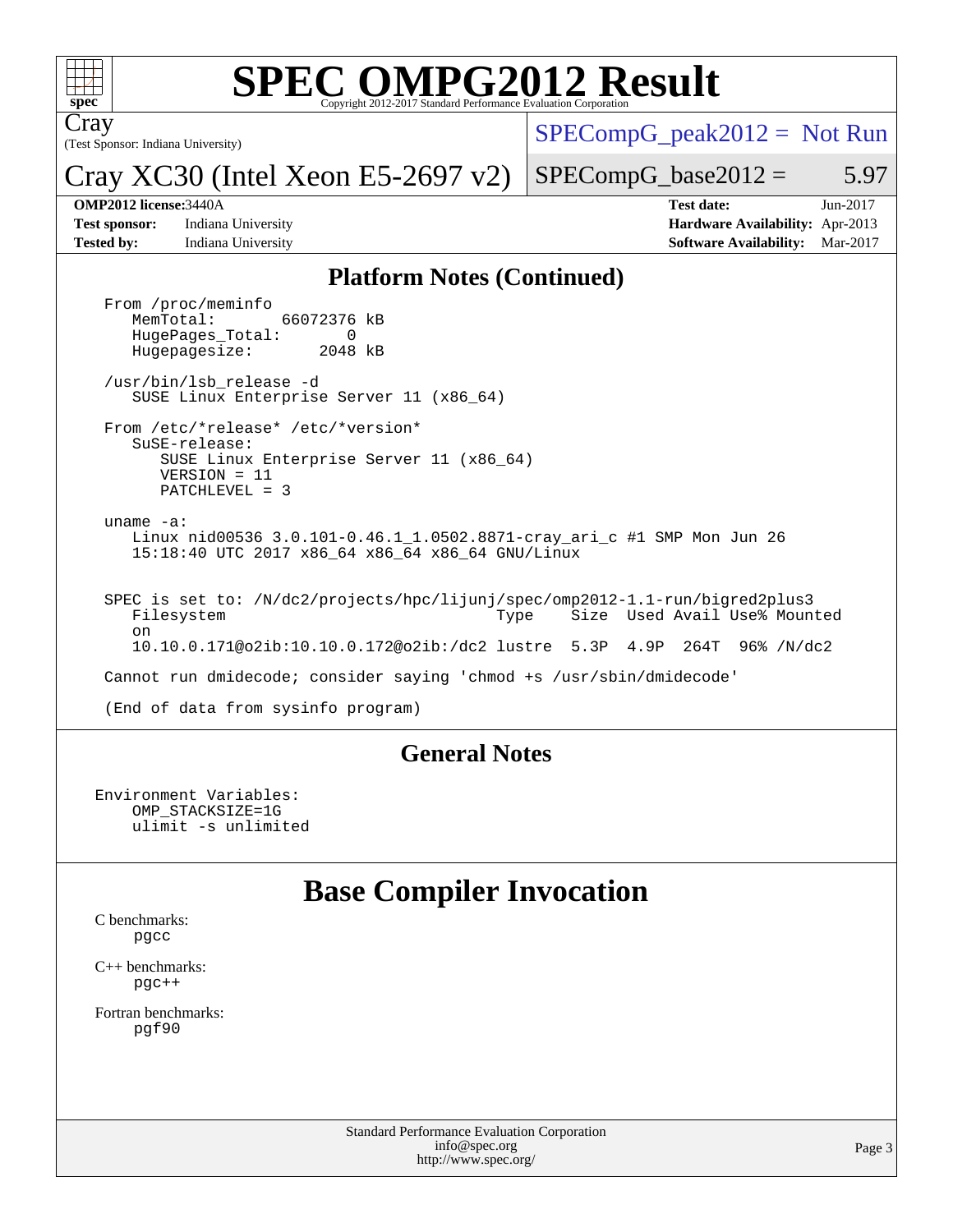## Platform Notes (Continued)

```
From /proc/meminfo
   MemTotal:       66072376 kB
   HugePages_Total:       0
   Hugepagesize:       2048 kB

/usr/bin/lsb_release -d
   SUSE Linux Enterprise Server 11 (x86_64)

From /etc/*release* /etc/*version*
   SuSE-release:
      SUSE Linux Enterprise Server 11 (x86_64)
      VERSION = 11
      PATCHLEVEL = 3

uname -a:
   Linux nid00536 3.0.101-0.46.1_1.0502.8871-cray_ari_c #1 SMP Mon Jun 26
   15:18:40 UTC 2017 x86_64 x86_64 x86_64 GNU/Linux


SPEC is set to: /N/dc2/projects/hpc/lijunj/spec/omp2012-1.1-run/bigred2plus3
   Filesystem                              Type    Size  Used Avail Use% Mounted
   on
   10.10.0.171@o2ib:10.10.0.172@o2ib:/dc2 lustre  5.3P  4.9P  264T  96% /N/dc2

Cannot run dmidecode; consider saying 'chmod +s /usr/sbin/dmidecode'

(End of data from sysinfo program)
```

## General Notes

```
Environment Variables:
    OMP_STACKSIZE=1G
    ulimit -s unlimited
```

# Base Compiler Invocation

C benchmarks:
 pgcc

C++ benchmarks:
 pgc++

Fortran benchmarks:
 pgf90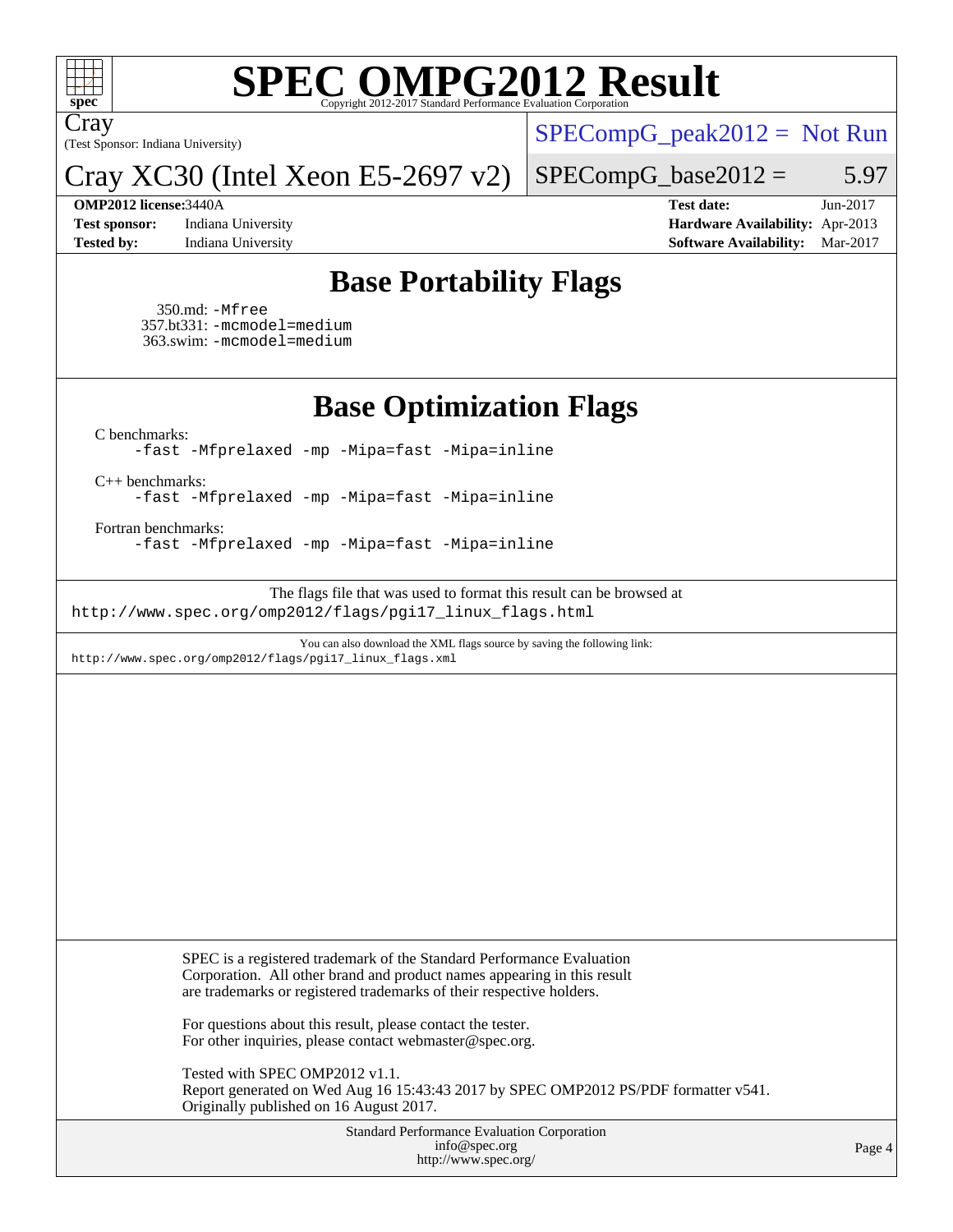## Base Portability Flags

350.md: -Mfree
357.bt331: -mcmodel=medium
363.swim: -mcmodel=medium

## Base Optimization Flags

C benchmarks:
-fast -Mfprelaxed -mp -Mipa=fast -Mipa=inline

C++ benchmarks:
-fast -Mfprelaxed -mp -Mipa=fast -Mipa=inline

Fortran benchmarks:
-fast -Mfprelaxed -mp -Mipa=fast -Mipa=inline

The flags file that was used to format this result can be browsed at
http://www.spec.org/omp2012/flags/pgi17_linux_flags.html

You can also download the XML flags source by saving the following link:
http://www.spec.org/omp2012/flags/pgi17_linux_flags.xml

SPEC is a registered trademark of the Standard Performance Evaluation Corporation. All other brand and product names appearing in this result are trademarks or registered trademarks of their respective holders.

For questions about this result, please contact the tester.
For other inquiries, please contact webmaster@spec.org.

Tested with SPEC OMP2012 v1.1.
Report generated on Wed Aug 16 15:43:43 2017 by SPEC OMP2012 PS/PDF formatter v541.
Originally published on 16 August 2017.